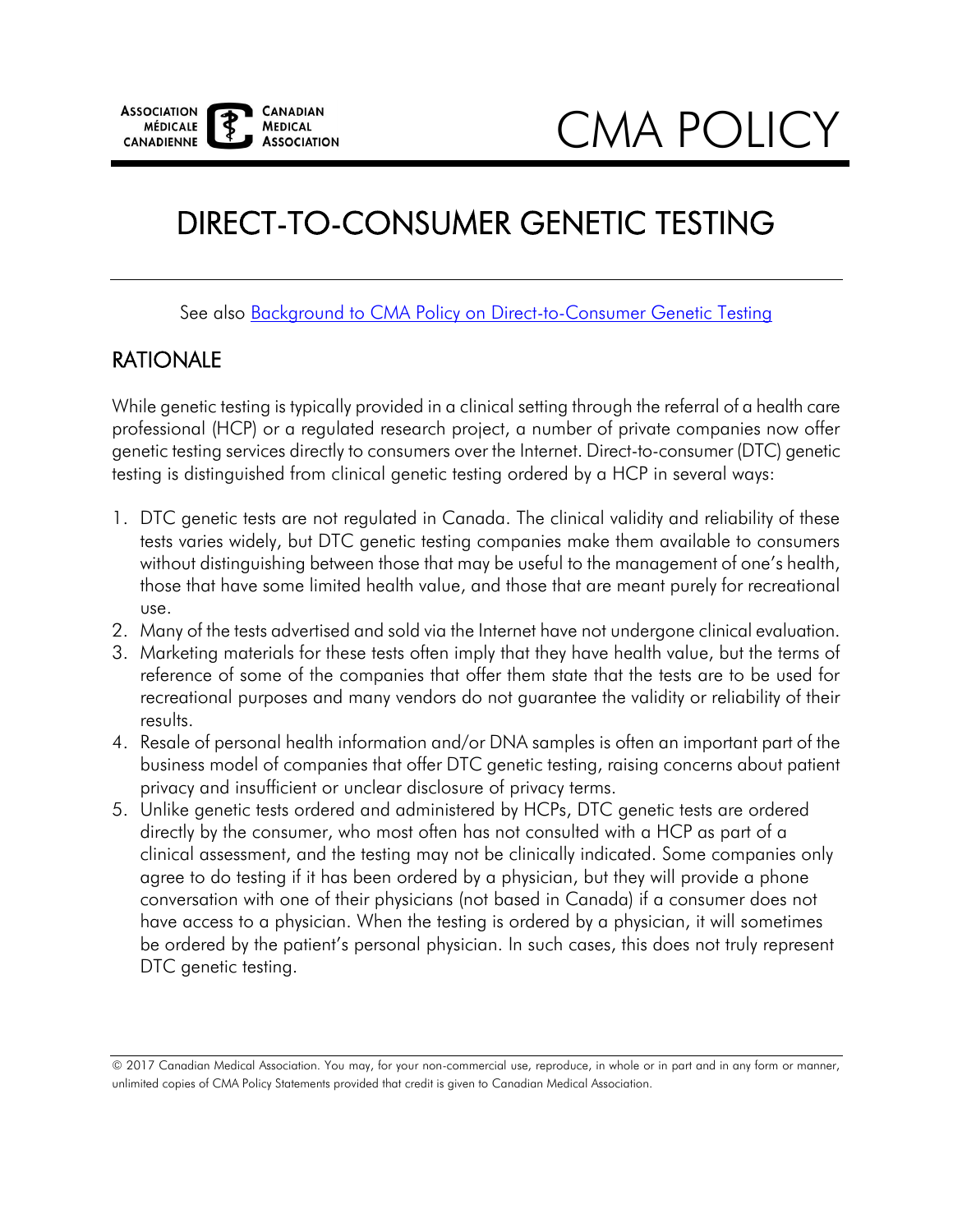ASSOCIATION MÉDICALE CANADIENNE | CANADIAN MEDICAL ASSOCIATION

CMA POLICY

# DIRECT-TO-CONSUMER GENETIC TESTING

See also Background to CMA Policy on Direct-to-Consumer Genetic Testing

## RATIONALE

While genetic testing is typically provided in a clinical setting through the referral of a health care professional (HCP) or a regulated research project, a number of private companies now offer genetic testing services directly to consumers over the Internet. Direct-to-consumer (DTC) genetic testing is distinguished from clinical genetic testing ordered by a HCP in several ways:

1. DTC genetic tests are not regulated in Canada. The clinical validity and reliability of these tests varies widely, but DTC genetic testing companies make them available to consumers without distinguishing between those that may be useful to the management of one's health, those that have some limited health value, and those that are meant purely for recreational use.
2. Many of the tests advertised and sold via the Internet have not undergone clinical evaluation.
3. Marketing materials for these tests often imply that they have health value, but the terms of reference of some of the companies that offer them state that the tests are to be used for recreational purposes and many vendors do not guarantee the validity or reliability of their results.
4. Resale of personal health information and/or DNA samples is often an important part of the business model of companies that offer DTC genetic testing, raising concerns about patient privacy and insufficient or unclear disclosure of privacy terms.
5. Unlike genetic tests ordered and administered by HCPs, DTC genetic tests are ordered directly by the consumer, who most often has not consulted with a HCP as part of a clinical assessment, and the testing may not be clinically indicated. Some companies only agree to do testing if it has been ordered by a physician, but they will provide a phone conversation with one of their physicians (not based in Canada) if a consumer does not have access to a physician. When the testing is ordered by a physician, it will sometimes be ordered by the patient's personal physician. In such cases, this does not truly represent DTC genetic testing.

© 2017 Canadian Medical Association. You may, for your non-commercial use, reproduce, in whole or in part and in any form or manner, unlimited copies of CMA Policy Statements provided that credit is given to Canadian Medical Association.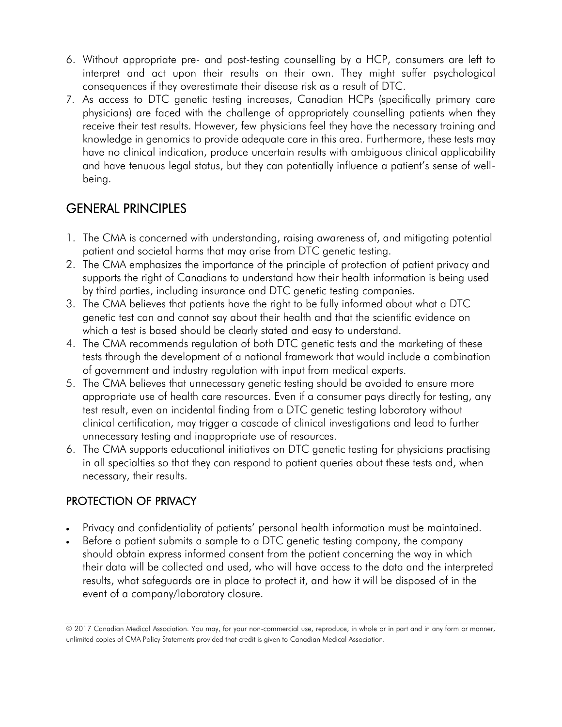6. Without appropriate pre- and post-testing counselling by a HCP, consumers are left to interpret and act upon their results on their own. They might suffer psychological consequences if they overestimate their disease risk as a result of DTC.
7. As access to DTC genetic testing increases, Canadian HCPs (specifically primary care physicians) are faced with the challenge of appropriately counselling patients when they receive their test results. However, few physicians feel they have the necessary training and knowledge in genomics to provide adequate care in this area. Furthermore, these tests may have no clinical indication, produce uncertain results with ambiguous clinical applicability and have tenuous legal status, but they can potentially influence a patient's sense of well-being.

## GENERAL PRINCIPLES

1. The CMA is concerned with understanding, raising awareness of, and mitigating potential patient and societal harms that may arise from DTC genetic testing.
2. The CMA emphasizes the importance of the principle of protection of patient privacy and supports the right of Canadians to understand how their health information is being used by third parties, including insurance and DTC genetic testing companies.
3. The CMA believes that patients have the right to be fully informed about what a DTC genetic test can and cannot say about their health and that the scientific evidence on which a test is based should be clearly stated and easy to understand.
4. The CMA recommends regulation of both DTC genetic tests and the marketing of these tests through the development of a national framework that would include a combination of government and industry regulation with input from medical experts.
5. The CMA believes that unnecessary genetic testing should be avoided to ensure more appropriate use of health care resources. Even if a consumer pays directly for testing, any test result, even an incidental finding from a DTC genetic testing laboratory without clinical certification, may trigger a cascade of clinical investigations and lead to further unnecessary testing and inappropriate use of resources.
6. The CMA supports educational initiatives on DTC genetic testing for physicians practising in all specialties so that they can respond to patient queries about these tests and, when necessary, their results.

## PROTECTION OF PRIVACY

- Privacy and confidentiality of patients' personal health information must be maintained.
- Before a patient submits a sample to a DTC genetic testing company, the company should obtain express informed consent from the patient concerning the way in which their data will be collected and used, who will have access to the data and the interpreted results, what safeguards are in place to protect it, and how it will be disposed of in the event of a company/laboratory closure.

© 2017 Canadian Medical Association. You may, for your non-commercial use, reproduce, in whole or in part and in any form or manner, unlimited copies of CMA Policy Statements provided that credit is given to Canadian Medical Association.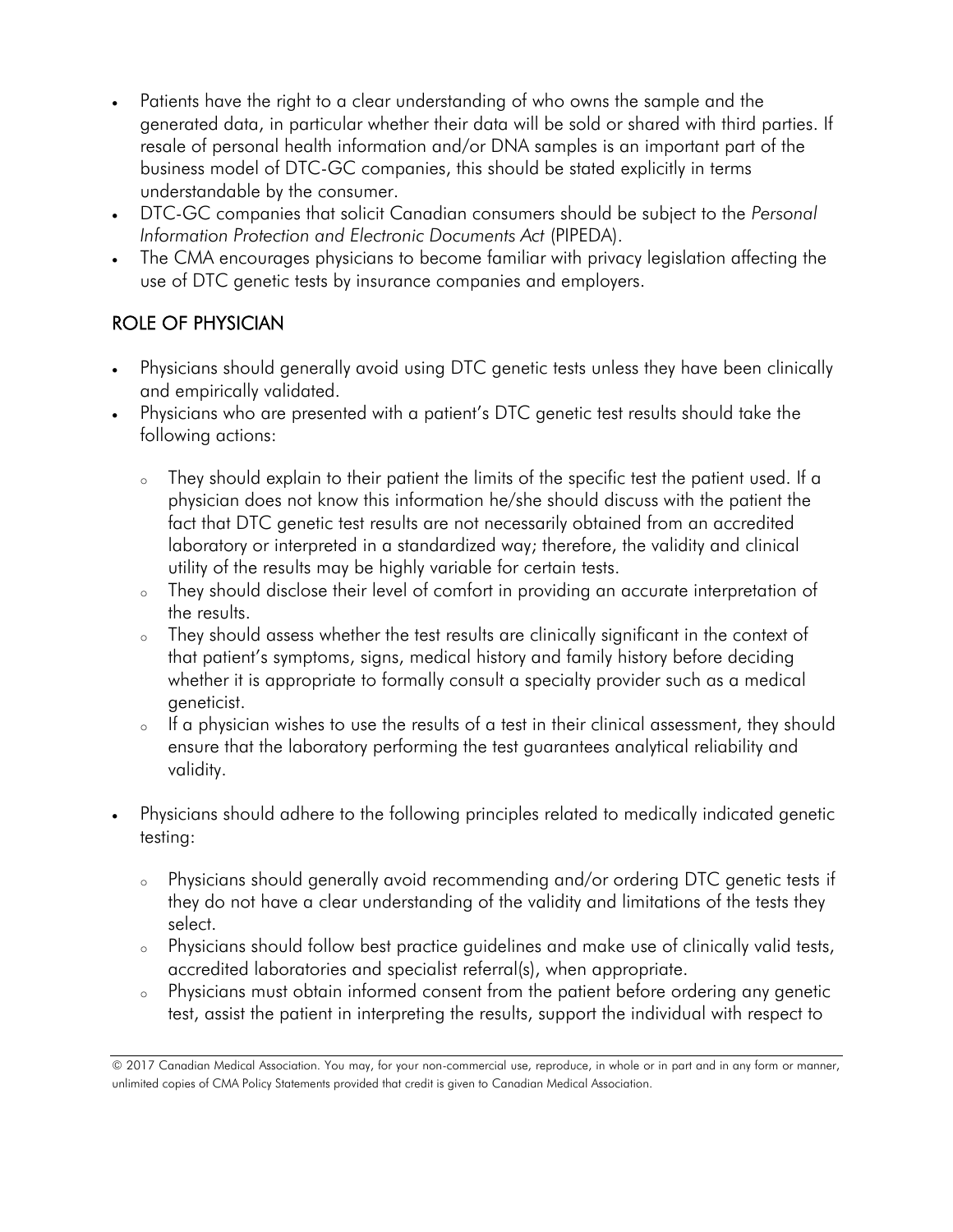- Patients have the right to a clear understanding of who owns the sample and the generated data, in particular whether their data will be sold or shared with third parties. If resale of personal health information and/or DNA samples is an important part of the business model of DTC-GC companies, this should be stated explicitly in terms understandable by the consumer.
- DTC-GC companies that solicit Canadian consumers should be subject to the *Personal Information Protection and Electronic Documents Act* (PIPEDA).
- The CMA encourages physicians to become familiar with privacy legislation affecting the use of DTC genetic tests by insurance companies and employers.

## ROLE OF PHYSICIAN

- Physicians should generally avoid using DTC genetic tests unless they have been clinically and empirically validated.
- Physicians who are presented with a patient's DTC genetic test results should take the following actions:
  - They should explain to their patient the limits of the specific test the patient used. If a physician does not know this information he/she should discuss with the patient the fact that DTC genetic test results are not necessarily obtained from an accredited laboratory or interpreted in a standardized way; therefore, the validity and clinical utility of the results may be highly variable for certain tests.
  - They should disclose their level of comfort in providing an accurate interpretation of the results.
  - They should assess whether the test results are clinically significant in the context of that patient's symptoms, signs, medical history and family history before deciding whether it is appropriate to formally consult a specialty provider such as a medical geneticist.
  - If a physician wishes to use the results of a test in their clinical assessment, they should ensure that the laboratory performing the test guarantees analytical reliability and validity.
- Physicians should adhere to the following principles related to medically indicated genetic testing:
  - Physicians should generally avoid recommending and/or ordering DTC genetic tests if they do not have a clear understanding of the validity and limitations of the tests they select.
  - Physicians should follow best practice guidelines and make use of clinically valid tests, accredited laboratories and specialist referral(s), when appropriate.
  - Physicians must obtain informed consent from the patient before ordering any genetic test, assist the patient in interpreting the results, support the individual with respect to

© 2017 Canadian Medical Association. You may, for your non-commercial use, reproduce, in whole or in part and in any form or manner, unlimited copies of CMA Policy Statements provided that credit is given to Canadian Medical Association.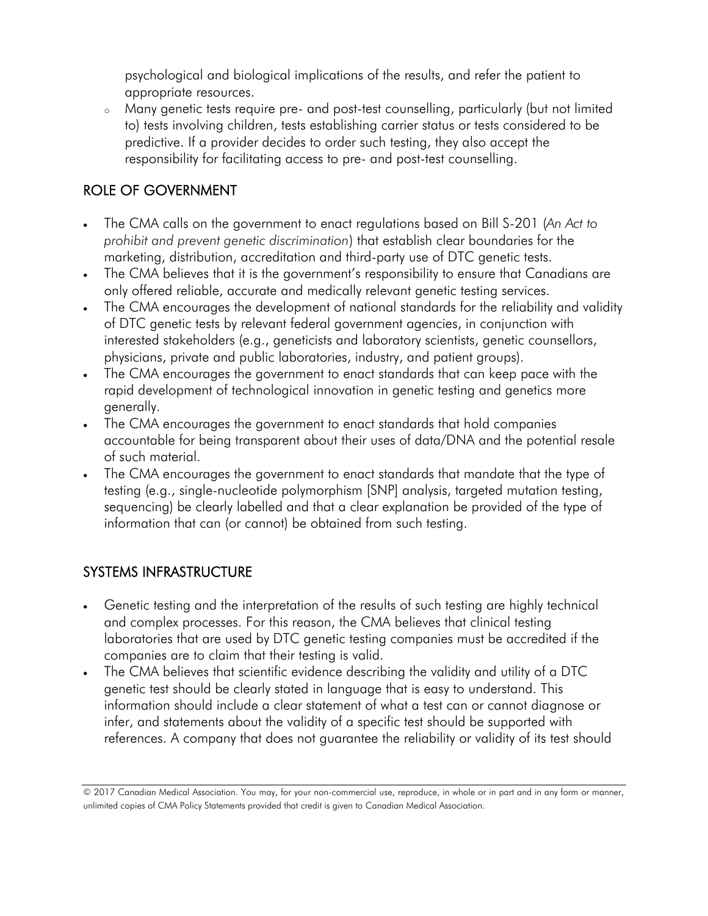psychological and biological implications of the results, and refer the patient to appropriate resources.

- Many genetic tests require pre- and post-test counselling, particularly (but not limited to) tests involving children, tests establishing carrier status or tests considered to be predictive. If a provider decides to order such testing, they also accept the responsibility for facilitating access to pre- and post-test counselling.

## ROLE OF GOVERNMENT

- The CMA calls on the government to enact regulations based on Bill S-201 (*An Act to prohibit and prevent genetic discrimination*) that establish clear boundaries for the marketing, distribution, accreditation and third-party use of DTC genetic tests.
- The CMA believes that it is the government's responsibility to ensure that Canadians are only offered reliable, accurate and medically relevant genetic testing services.
- The CMA encourages the development of national standards for the reliability and validity of DTC genetic tests by relevant federal government agencies, in conjunction with interested stakeholders (e.g., geneticists and laboratory scientists, genetic counsellors, physicians, private and public laboratories, industry, and patient groups).
- The CMA encourages the government to enact standards that can keep pace with the rapid development of technological innovation in genetic testing and genetics more generally.
- The CMA encourages the government to enact standards that hold companies accountable for being transparent about their uses of data/DNA and the potential resale of such material.
- The CMA encourages the government to enact standards that mandate that the type of testing (e.g., single-nucleotide polymorphism [SNP] analysis, targeted mutation testing, sequencing) be clearly labelled and that a clear explanation be provided of the type of information that can (or cannot) be obtained from such testing.

## SYSTEMS INFRASTRUCTURE

- Genetic testing and the interpretation of the results of such testing are highly technical and complex processes. For this reason, the CMA believes that clinical testing laboratories that are used by DTC genetic testing companies must be accredited if the companies are to claim that their testing is valid.
- The CMA believes that scientific evidence describing the validity and utility of a DTC genetic test should be clearly stated in language that is easy to understand. This information should include a clear statement of what a test can or cannot diagnose or infer, and statements about the validity of a specific test should be supported with references. A company that does not guarantee the reliability or validity of its test should

© 2017 Canadian Medical Association. You may, for your non-commercial use, reproduce, in whole or in part and in any form or manner, unlimited copies of CMA Policy Statements provided that credit is given to Canadian Medical Association.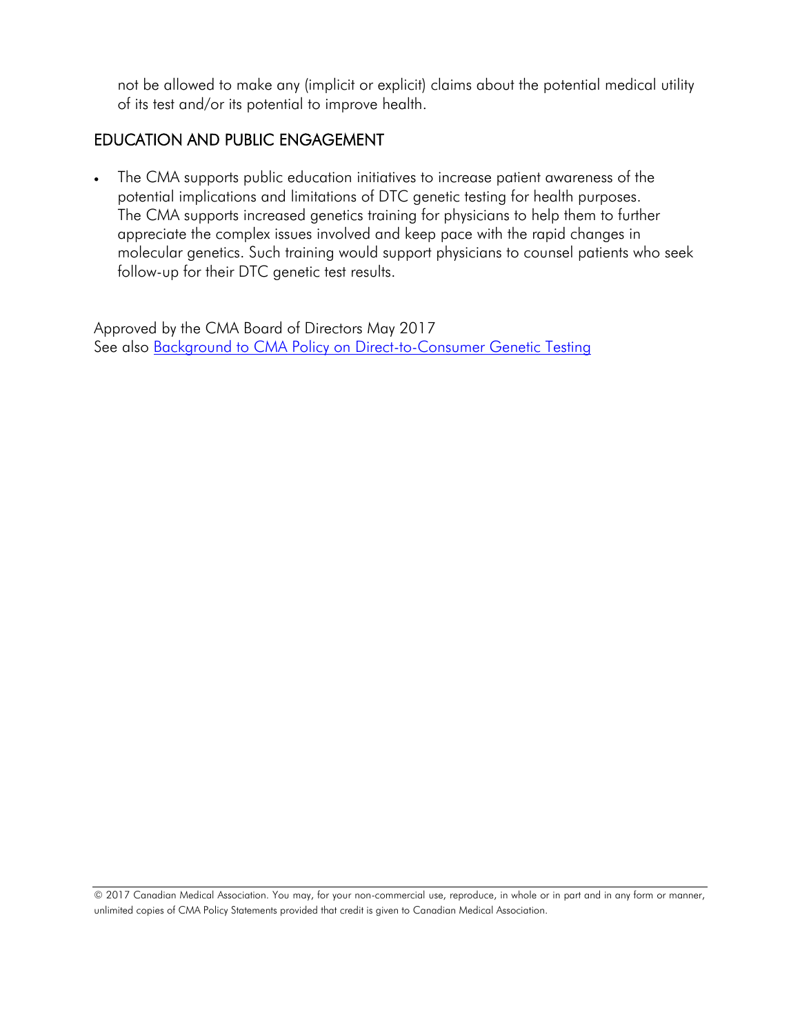not be allowed to make any (implicit or explicit) claims about the potential medical utility of its test and/or its potential to improve health.

## EDUCATION AND PUBLIC ENGAGEMENT

- The CMA supports public education initiatives to increase patient awareness of the potential implications and limitations of DTC genetic testing for health purposes. The CMA supports increased genetics training for physicians to help them to further appreciate the complex issues involved and keep pace with the rapid changes in molecular genetics. Such training would support physicians to counsel patients who seek follow-up for their DTC genetic test results.

Approved by the CMA Board of Directors May 2017
See also Background to CMA Policy on Direct-to-Consumer Genetic Testing

© 2017 Canadian Medical Association. You may, for your non-commercial use, reproduce, in whole or in part and in any form or manner, unlimited copies of CMA Policy Statements provided that credit is given to Canadian Medical Association.